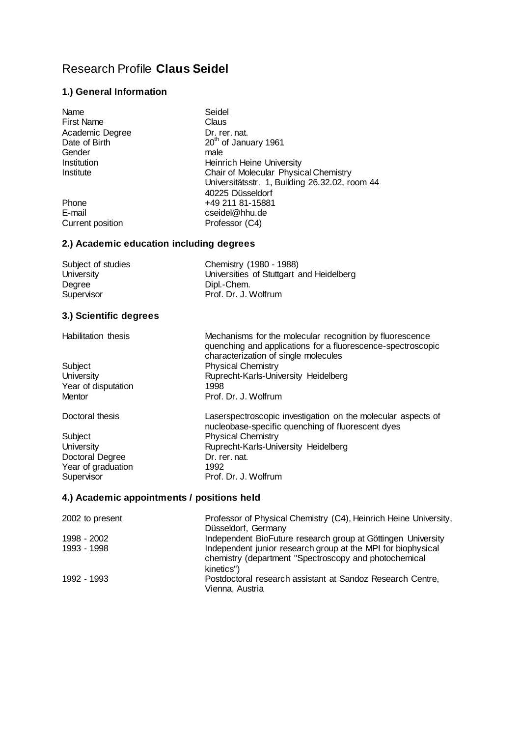# Research Profile **Claus Seidel**

## 1.) General Information

| | |
|---|---|
| Name | Seidel |
| First Name | Claus |
| Academic Degree | Dr. rer. nat. |
| Date of Birth | 20th of January 1961 |
| Gender | male |
| Institution | Heinrich Heine University |
| Institute | Chair of Molecular Physical Chemistry<br>Universitätsstr. 1, Building 26.32.02, room 44<br>40225 Düsseldorf |
| Phone | +49 211 81-15881 |
| E-mail | cseidel@hhu.de |
| Current position | Professor (C4) |

## 2.) Academic education including degrees

| | |
|---|---|
| Subject of studies | Chemistry (1980 - 1988) |
| University | Universities of Stuttgart and Heidelberg |
| Degree | Dipl.-Chem. |
| Supervisor | Prof. Dr. J. Wolfrum |

## 3.) Scientific degrees

| | |
|---|---|
| Habilitation thesis | Mechanisms for the molecular recognition by fluorescence quenching and applications for a fluorescence-spectroscopic characterization of single molecules |
| Subject | Physical Chemistry |
| University | Ruprecht-Karls-University Heidelberg |
| Year of disputation | 1998 |
| Mentor | Prof. Dr. J. Wolfrum |

| | |
|---|---|
| Doctoral thesis | Laserspectroscopic investigation on the molecular aspects of nucleobase-specific quenching of fluorescent dyes |
| Subject | Physical Chemistry |
| University | Ruprecht-Karls-University Heidelberg |
| Doctoral Degree | Dr. rer. nat. |
| Year of graduation | 1992 |
| Supervisor | Prof. Dr. J. Wolfrum |

## 4.) Academic appointments / positions held

| | |
|---|---|
| 2002 to present | Professor of Physical Chemistry (C4), Heinrich Heine University, Düsseldorf, Germany |
| 1998 - 2002 | Independent BioFuture research group at Göttingen University |
| 1993 - 1998 | Independent junior research group at the MPI for biophysical chemistry (department "Spectroscopy and photochemical kinetics") |
| 1992 - 1993 | Postdoctoral research assistant at Sandoz Research Centre, Vienna, Austria |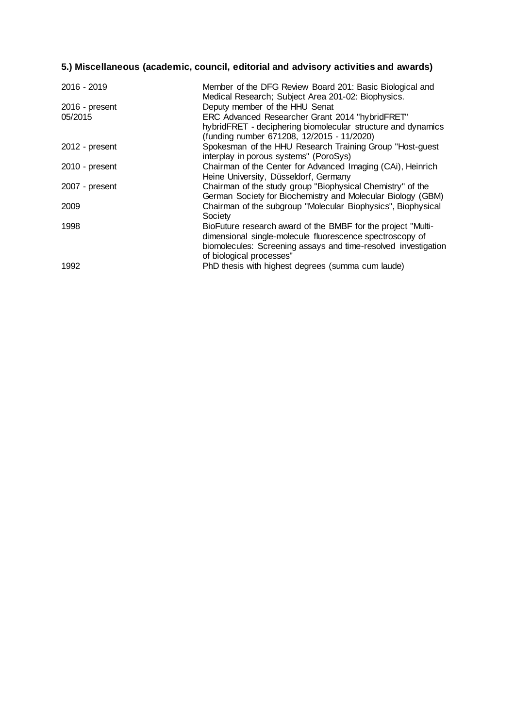## 5.) Miscellaneous (academic, council, editorial and advisory activities and awards)

| | |
|---|---|
| 2016 - 2019 | Member of the DFG Review Board 201: Basic Biological and Medical Research; Subject Area 201-02: Biophysics. |
| 2016 - present | Deputy member of the HHU Senat |
| 05/2015 | ERC Advanced Researcher Grant 2014 "hybridFRET" hybridFRET - deciphering biomolecular structure and dynamics (funding number 671208, 12/2015 - 11/2020) |
| 2012 - present | Spokesman of the HHU Research Training Group "Host-guest interplay in porous systems" (PoroSys) |
| 2010 - present | Chairman of the Center for Advanced Imaging (CAi), Heinrich Heine University, Düsseldorf, Germany |
| 2007 - present | Chairman of the study group "Biophysical Chemistry" of the German Society for Biochemistry and Molecular Biology (GBM) |
| 2009 | Chairman of the subgroup "Molecular Biophysics", Biophysical Society |
| 1998 | BioFuture research award of the BMBF for the project "Multi-dimensional single-molecule fluorescence spectroscopy of biomolecules: Screening assays and time-resolved investigation of biological processes" |
| 1992 | PhD thesis with highest degrees (summa cum laude) |